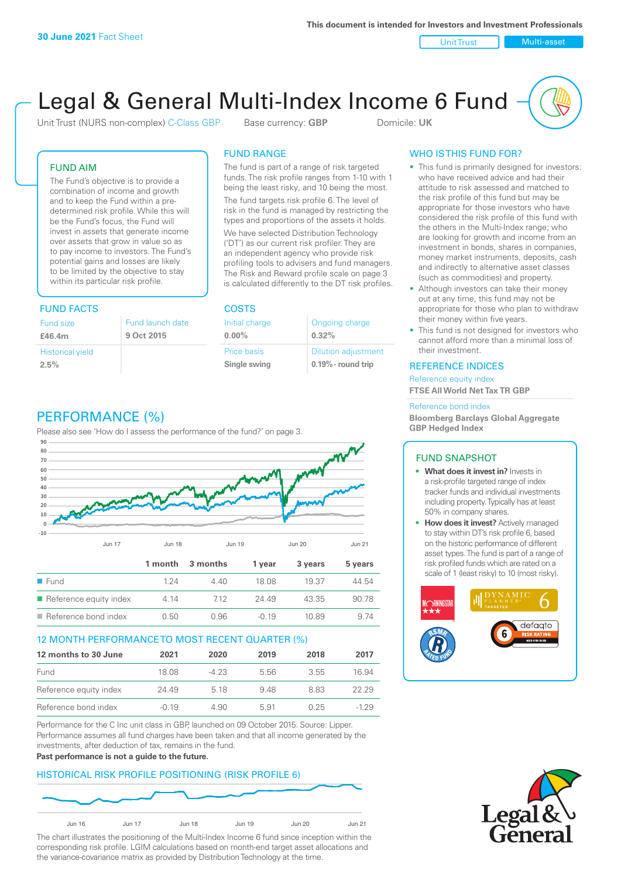**30 June 2021** Fact Sheet

This document is intended for Investors and Investment Professionals

Unit Trust | Multi-asset

# Legal & General Multi-Index Income 6 Fund

Unit Trust (NURS non-complex) C-Class GBP    Base currency: **GBP**    Domicile: **UK**

## FUND AIM

The Fund's objective is to provide a combination of income and growth and to keep the Fund within a pre-determined risk profile. While this will be the Fund's focus, the Fund will invest in assets that generate income over assets that grow in value so as to pay income to investors. The Fund's potential gains and losses are likely to be limited by the objective to stay within its particular risk profile.

## FUND RANGE

The fund is part of a range of risk targeted funds. The risk profile ranges from 1-10 with 1 being the least risky, and 10 being the most.

The fund targets risk profile 6. The level of risk in the fund is managed by restricting the types and proportions of the assets it holds.

We have selected Distribution Technology ('DT') as our current risk profiler. They are an independent agency who provide risk profiling tools to advisers and fund managers. The Risk and Reward profile scale on page 3 is calculated differently to the DT risk profiles.

## WHO IS THIS FUND FOR?

- This fund is primarily designed for investors: who have received advice and had their attitude to risk assessed and matched to the risk profile of this fund but may be appropriate for those investors who have considered the risk profile of this fund with the others in the Multi-Index range; who are looking for growth and income from an investment in bonds, shares in companies, money market instruments, deposits, cash and indirectly to alternative asset classes (such as commodities) and property.
- Although investors can take their money out at any time, this fund may not be appropriate for those who plan to withdraw their money within five years.
- This fund is not designed for investors who cannot afford more than a minimal loss of their investment.

## FUND FACTS

| Fund size | Fund launch date |
|---|---|
| **£46.4m** | **9 Oct 2015** |
| Historical yield | |
| **2.5%** | |

## COSTS

| Initial charge | Ongoing charge |
|---|---|
| **0.00%** | **0.32%** |
| Price basis | Dilution adjustment |
| **Single swing** | **0.19% - round trip** |

## REFERENCE INDICES

Reference equity index
**FTSE All World Net Tax TR GBP**

Reference bond index
**Bloomberg Barclays Global Aggregate GBP Hedged Index**

## PERFORMANCE (%)

Please also see 'How do I assess the performance of the fund?' on page 3.

| | 1 month | 3 months | 1 year | 3 years | 5 years |
|---|---|---|---|---|---|
| Fund | 1.24 | 4.40 | 18.08 | 19.37 | 44.54 |
| Reference equity index | 4.14 | 7.12 | 24.49 | 43.35 | 90.78 |
| Reference bond index | 0.50 | 0.96 | -0.19 | 10.89 | 9.74 |

## 12 MONTH PERFORMANCE TO MOST RECENT QUARTER (%)

| 12 months to 30 June | 2021 | 2020 | 2019 | 2018 | 2017 |
|---|---|---|---|---|---|
| Fund | 18.08 | -4.23 | 5.56 | 3.55 | 16.94 |
| Reference equity index | 24.49 | 5.18 | 9.48 | 8.83 | 22.29 |
| Reference bond index | -0.19 | 4.90 | 5.91 | 0.25 | -1.29 |

Performance for the C Inc unit class in GBP, launched on 09 October 2015. Source: Lipper. Performance assumes all fund charges have been taken and that all income generated by the investments, after deduction of tax, remains in the fund.

**Past performance is not a guide to the future.**

## HISTORICAL RISK PROFILE POSITIONING (RISK PROFILE 6)

The chart illustrates the positioning of the Multi-Index Income 6 fund since inception within the corresponding risk profile. LGIM calculations based on month-end target asset allocations and the variance-covariance matrix as provided by Distribution Technology at the time.

## FUND SNAPSHOT

- **What does it invest in?** Invests in a risk-profile targeted range of index tracker funds and individual investments including property. Typically has at least 50% in company shares.
- **How does it invest?** Actively managed to stay within DT's risk profile 6, based on the historic performance of different asset types. The fund is part of a range of risk profiled funds which are rated on a scale of 1 (least risky) to 10 (most risky).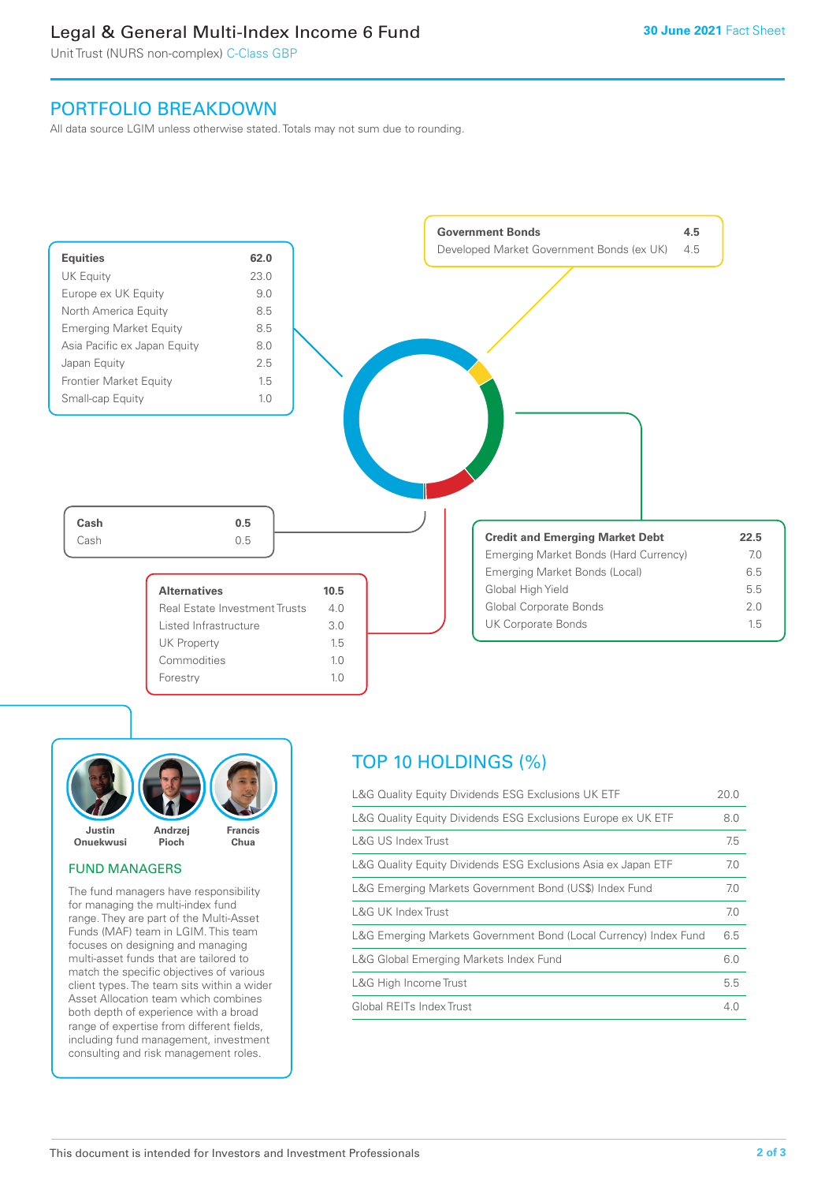# Legal & General Multi-Index Income 6 Fund

Unit Trust (NURS non-complex) C-Class GBP

30 June 2021 Fact Sheet

## PORTFOLIO BREAKDOWN

All data source LGIM unless otherwise stated. Totals may not sum due to rounding.

| Equities | 62.0 |
|---|---|
| UK Equity | 23.0 |
| Europe ex UK Equity | 9.0 |
| North America Equity | 8.5 |
| Emerging Market Equity | 8.5 |
| Asia Pacific ex Japan Equity | 8.0 |
| Japan Equity | 2.5 |
| Frontier Market Equity | 1.5 |
| Small-cap Equity | 1.0 |

| Government Bonds | 4.5 |
|---|---|
| Developed Market Government Bonds (ex UK) | 4.5 |

| Cash | 0.5 |
|---|---|
| Cash | 0.5 |

| Credit and Emerging Market Debt | 22.5 |
|---|---|
| Emerging Market Bonds (Hard Currency) | 7.0 |
| Emerging Market Bonds (Local) | 6.5 |
| Global High Yield | 5.5 |
| Global Corporate Bonds | 2.0 |
| UK Corporate Bonds | 1.5 |

| Alternatives | 10.5 |
|---|---|
| Real Estate Investment Trusts | 4.0 |
| Listed Infrastructure | 3.0 |
| UK Property | 1.5 |
| Commodities | 1.0 |
| Forestry | 1.0 |

Justin Onuekwusi, Andrzej Pioch, Francis Chua

### FUND MANAGERS

The fund managers have responsibility for managing the multi-index fund range. They are part of the Multi-Asset Funds (MAF) team in LGIM. This team focuses on designing and managing multi-asset funds that are tailored to match the specific objectives of various client types. The team sits within a wider Asset Allocation team which combines both depth of experience with a broad range of expertise from different fields, including fund management, investment consulting and risk management roles.

## TOP 10 HOLDINGS (%)

| Holding | % |
|---|---|
| L&G Quality Equity Dividends ESG Exclusions UK ETF | 20.0 |
| L&G Quality Equity Dividends ESG Exclusions Europe ex UK ETF | 8.0 |
| L&G US Index Trust | 7.5 |
| L&G Quality Equity Dividends ESG Exclusions Asia ex Japan ETF | 7.0 |
| L&G Emerging Markets Government Bond (US$) Index Fund | 7.0 |
| L&G UK Index Trust | 7.0 |
| L&G Emerging Markets Government Bond (Local Currency) Index Fund | 6.5 |
| L&G Global Emerging Markets Index Fund | 6.0 |
| L&G High Income Trust | 5.5 |
| Global REITs Index Trust | 4.0 |

This document is intended for Investors and Investment Professionals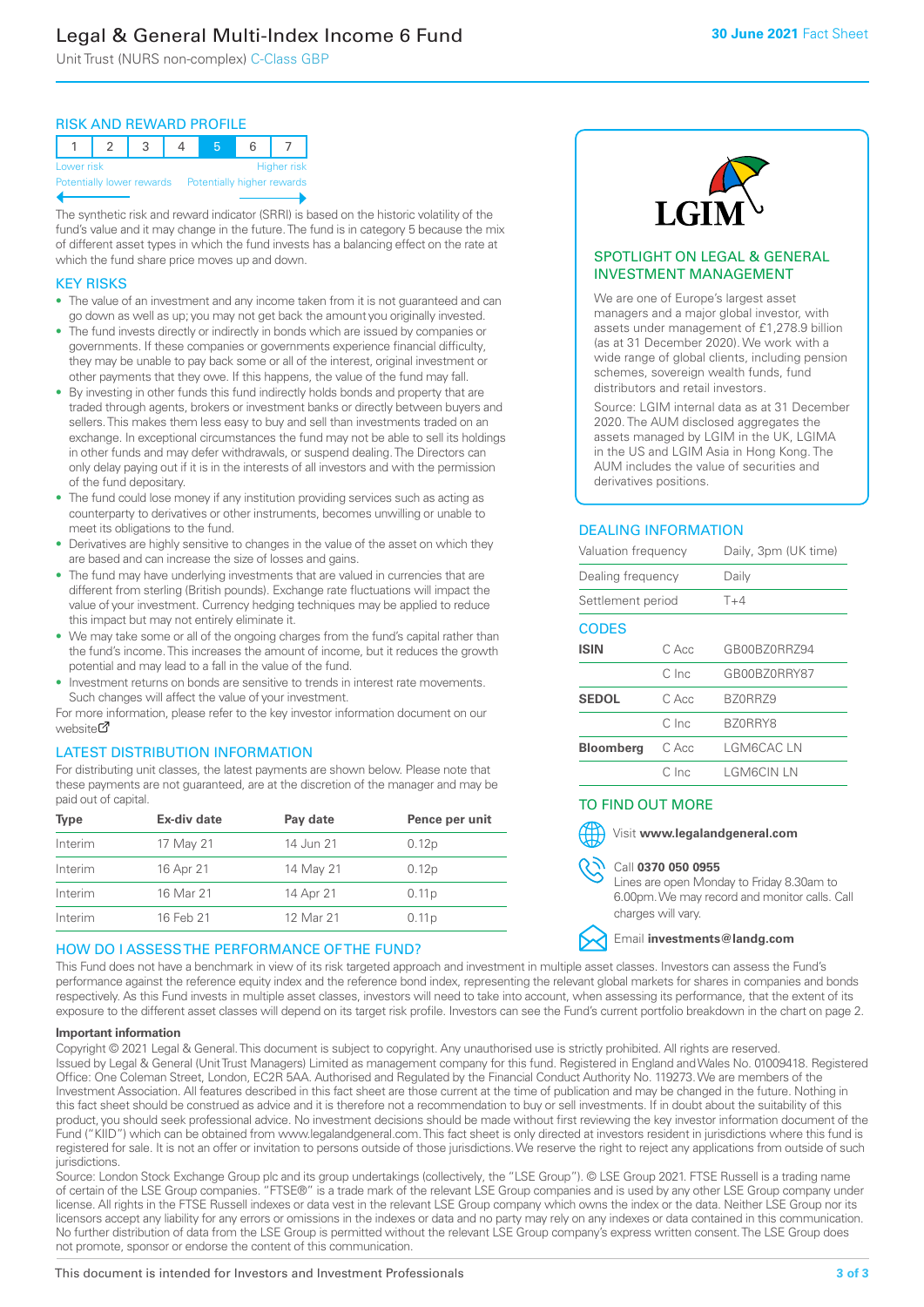# Legal & General Multi-Index Income 6 Fund

Unit Trust (NURS non-complex) C-Class GBP

**30 June 2021** Fact Sheet

## RISK AND REWARD PROFILE

| 1 | 2 | 3 | 4 | 5 | 6 | 7 |
|---|---|---|---|---|---|---|

Lower risk — Higher risk

Potentially lower rewards — Potentially higher rewards

The synthetic risk and reward indicator (SRRI) is based on the historic volatility of the fund's value and it may change in the future. The fund is in category 5 because the mix of different asset types in which the fund invests has a balancing effect on the rate at which the fund share price moves up and down.

## KEY RISKS

- The value of an investment and any income taken from it is not guaranteed and can go down as well as up; you may not get back the amount you originally invested.
- The fund invests directly or indirectly in bonds which are issued by companies or governments. If these companies or governments experience financial difficulty, they may be unable to pay back some or all of the interest, original investment or other payments that they owe. If this happens, the value of the fund may fall.
- By investing in other funds this fund indirectly holds bonds and property that are traded through agents, brokers or investment banks or directly between buyers and sellers. This makes them less easy to buy and sell than investments traded on an exchange. In exceptional circumstances the fund may not be able to sell its holdings in other funds and may defer withdrawals, or suspend dealing. The Directors can only delay paying out if it is in the interests of all investors and with the permission of the fund depositary.
- The fund could lose money if any institution providing services such as acting as counterparty to derivatives or other instruments, becomes unwilling or unable to meet its obligations to the fund.
- Derivatives are highly sensitive to changes in the value of the asset on which they are based and can increase the size of losses and gains.
- The fund may have underlying investments that are valued in currencies that are different from sterling (British pounds). Exchange rate fluctuations will impact the value of your investment. Currency hedging techniques may be applied to reduce this impact but may not entirely eliminate it.
- We may take some or all of the ongoing charges from the fund's capital rather than the fund's income. This increases the amount of income, but it reduces the growth potential and may lead to a fall in the value of the fund.
- Investment returns on bonds are sensitive to trends in interest rate movements. Such changes will affect the value of your investment.

For more information, please refer to the key investor information document on our website

## LATEST DISTRIBUTION INFORMATION

For distributing unit classes, the latest payments are shown below. Please note that these payments are not guaranteed, are at the discretion of the manager and may be paid out of capital.

| Type | Ex-div date | Pay date | Pence per unit |
|---|---|---|---|
| Interim | 17 May 21 | 14 Jun 21 | 0.12p |
| Interim | 16 Apr 21 | 14 May 21 | 0.12p |
| Interim | 16 Mar 21 | 14 Apr 21 | 0.11p |
| Interim | 16 Feb 21 | 12 Mar 21 | 0.11p |

## SPOTLIGHT ON LEGAL & GENERAL INVESTMENT MANAGEMENT

We are one of Europe's largest asset managers and a major global investor, with assets under management of £1,278.9 billion (as at 31 December 2020). We work with a wide range of global clients, including pension schemes, sovereign wealth funds, fund distributors and retail investors.

Source: LGIM internal data as at 31 December 2020. The AUM disclosed aggregates the assets managed by LGIM in the UK, LGIMA in the US and LGIM Asia in Hong Kong. The AUM includes the value of securities and derivatives positions.

## DEALING INFORMATION

| | |
|---|---|
| Valuation frequency | Daily, 3pm (UK time) |
| Dealing frequency | Daily |
| Settlement period | T+4 |

## CODES

| | | |
|---|---|---|
| **ISIN** | C Acc | GB00BZ0RRZ94 |
| | C Inc | GB00BZ0RRY87 |
| **SEDOL** | C Acc | BZ0RRZ9 |
| | C Inc | BZ0RRY8 |
| **Bloomberg** | C Acc | LGM6CAC LN |
| | C Inc | LGM6CIN LN |

## TO FIND OUT MORE

Visit **www.legalandgeneral.com**

Call **0370 050 0955**
Lines are open Monday to Friday 8.30am to 6.00pm. We may record and monitor calls. Call charges will vary.

Email **investments@landg.com**

## HOW DO I ASSESS THE PERFORMANCE OF THE FUND?

This Fund does not have a benchmark in view of its risk targeted approach and investment in multiple asset classes. Investors can assess the Fund's performance against the reference equity index and the reference bond index, representing the relevant global markets for shares in companies and bonds respectively. As this Fund invests in multiple asset classes, investors will need to take into account, when assessing its performance, that the extent of its exposure to the different asset classes will depend on its target risk profile. Investors can see the Fund's current portfolio breakdown in the chart on page 2.

**Important information**

Copyright © 2021 Legal & General. This document is subject to copyright. Any unauthorised use is strictly prohibited. All rights are reserved. Issued by Legal & General (Unit Trust Managers) Limited as management company for this fund. Registered in England and Wales No. 01009418. Registered Office: One Coleman Street, London, EC2R 5AA. Authorised and Regulated by the Financial Conduct Authority No. 119273. We are members of the Investment Association. All features described in this fact sheet are those current at the time of publication and may be changed in the future. Nothing in this fact sheet should be construed as advice and it is therefore not a recommendation to buy or sell investments. If in doubt about the suitability of this product, you should seek professional advice. No investment decisions should be made without first reviewing the key investor information document of the Fund ("KIID") which can be obtained from www.legalandgeneral.com. This fact sheet is only directed at investors resident in jurisdictions where this fund is registered for sale. It is not an offer or invitation to persons outside of those jurisdictions. We reserve the right to reject any applications from outside of such jurisdictions.

Source: London Stock Exchange Group plc and its group undertakings (collectively, the "LSE Group"). © LSE Group 2021. FTSE Russell is a trading name of certain of the LSE Group companies. "FTSE®" is a trade mark of the relevant LSE Group companies and is used by any other LSE Group company under license. All rights in the FTSE Russell indexes or data vest in the relevant LSE Group company which owns the index or the data. Neither LSE Group nor its licensors accept any liability for any errors or omissions in the indexes or data and no party may rely on any indexes or data contained in this communication. No further distribution of data from the LSE Group is permitted without the relevant LSE Group company's express written consent. The LSE Group does not promote, sponsor or endorse the content of this communication.

This document is intended for Investors and Investment Professionals